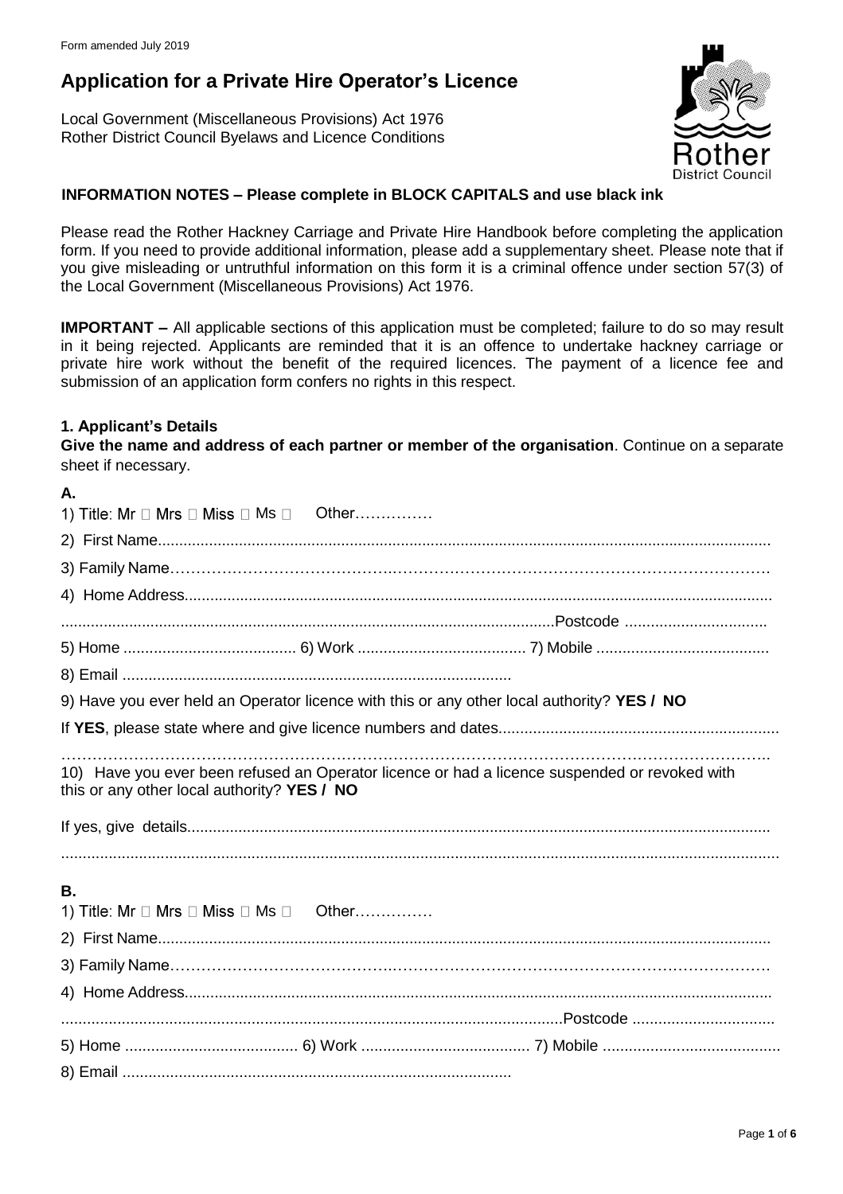Form amended July 2019

# Application for a Private Hire Operator's Licence

Local Government (Miscellaneous Provisions) Act 1976
Rother District Council Byelaws and Licence Conditions

### INFORMATION NOTES – Please complete in BLOCK CAPITALS and use black ink

Please read the Rother Hackney Carriage and Private Hire Handbook before completing the application form. If you need to provide additional information, please add a supplementary sheet. Please note that if you give misleading or untruthful information on this form it is a criminal offence under section 57(3) of the Local Government (Miscellaneous Provisions) Act 1976.

**IMPORTANT –** All applicable sections of this application must be completed; failure to do so may result in it being rejected. Applicants are reminded that it is an offence to undertake hackney carriage or private hire work without the benefit of the required licences. The payment of a licence fee and submission of an application form confers no rights in this respect.

### 1. Applicant's Details

**Give the name and address of each partner or member of the organisation**. Continue on a separate sheet if necessary.

**A.**

1) Title: Mr ☐ Mrs ☐ Miss ☐ Ms ☐ Other……………

2) First Name..............................................................................................................................................

3) Family Name……………………………………………………………………………………………………

4) Home Address........................................................................................................................................

...................................................................................................................Postcode .................................

5) Home ........................................ 6) Work ....................................... 7) Mobile ........................................

8) Email ..........................................................................................

9) Have you ever held an Operator licence with this or any other local authority? **YES / NO**

If **YES**, please state where and give licence numbers and dates.................................................................

……………………………………………………………………………………………………………………

10) Have you ever been refused an Operator licence or had a licence suspended or revoked with this or any other local authority? **YES / NO**

If yes, give details.......................................................................................................................................

.....................................................................................................................................................................

**B.**

1) Title: Mr ☐ Mrs ☐ Miss ☐ Ms ☐ Other……………

2) First Name..............................................................................................................................................

3) Family Name……………………………………………………………………………………………………

4) Home Address........................................................................................................................................

...................................................................................................................Postcode .................................

5) Home ........................................ 6) Work ....................................... 7) Mobile .........................................

8) Email ..........................................................................................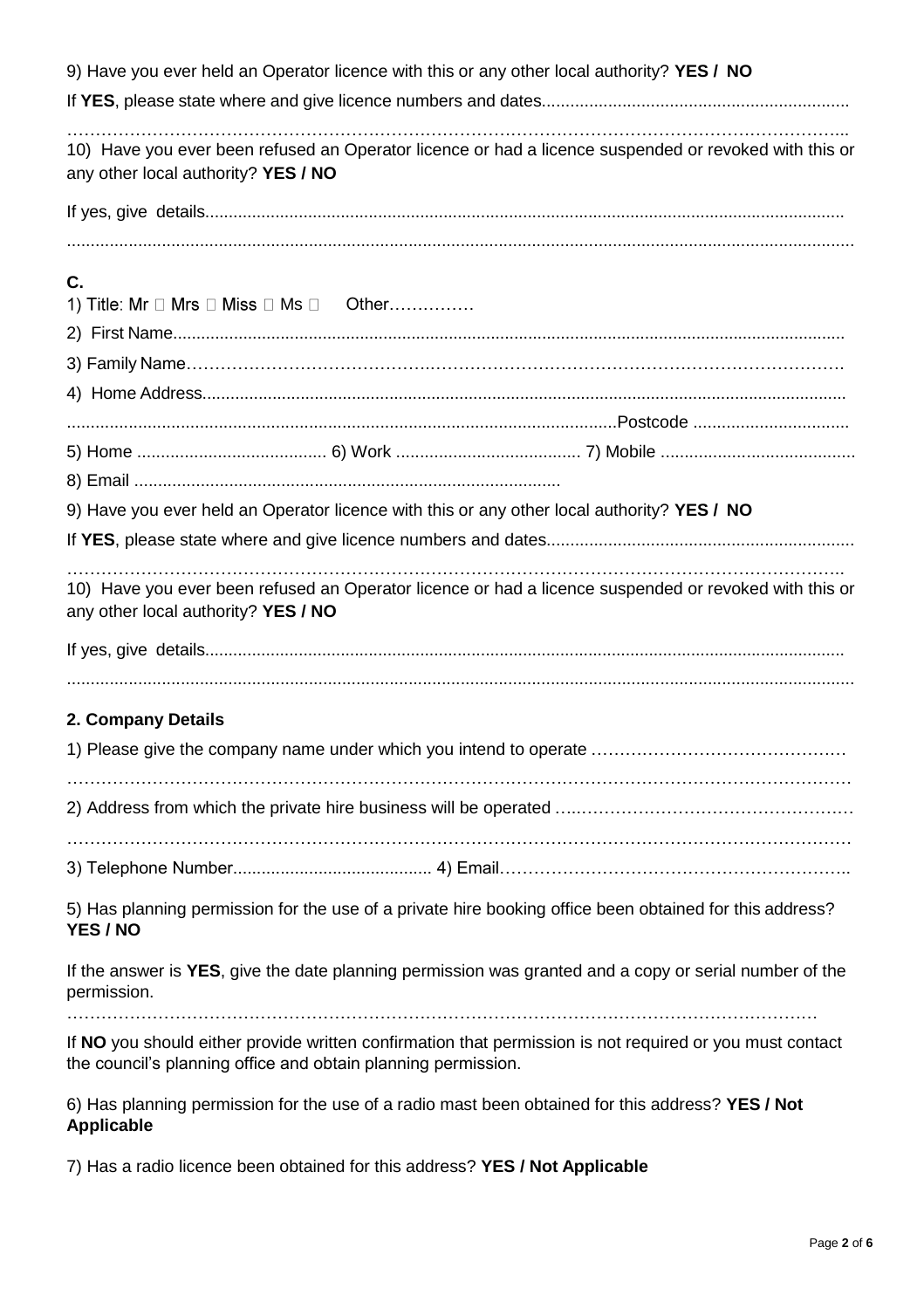9) Have you ever held an Operator licence with this or any other local authority? **YES / NO**

If **YES**, please state where and give licence numbers and dates.................................................................

……………………………………………………………………………………………………………………...

10) Have you ever been refused an Operator licence or had a licence suspended or revoked with this or any other local authority? **YES / NO**

If yes, give details.......................................................................................................................................

......................................................................................................................................................

**C.**

1) Title: Mr ☐ Mrs ☐ Miss ☐ Ms ☐ Other……………

2) First Name..............................................................................................................................................

3) Family Name…………………………………..……………………………………………………………….

4) Home Address........................................................................................................................................

....................................................................................................................Postcode .................................

5) Home ........................................ 6) Work ....................................... 7) Mobile .........................................

8) Email ..........................................................................................

9) Have you ever held an Operator licence with this or any other local authority? **YES / NO**

If **YES**, please state where and give licence numbers and dates.................................................................

…………………………………………………………………………………………………………………….

10) Have you ever been refused an Operator licence or had a licence suspended or revoked with this or any other local authority? **YES / NO**

If yes, give details.......................................................................................................................................

......................................................................................................................................................

## 2. Company Details

1) Please give the company name under which you intend to operate ………………………………………

………………………………………………………………………………………………………………………

2) Address from which the private hire business will be operated …..…………………………………………

………………………………………………………………………………………………………………………

3) Telephone Number.......................................... 4) Email…………………………………………………..

5) Has planning permission for the use of a private hire booking office been obtained for this address? **YES / NO**

If the answer is **YES**, give the date planning permission was granted and a copy or serial number of the permission.

…………………………………………………………………………………………………………….

If **NO** you should either provide written confirmation that permission is not required or you must contact the council's planning office and obtain planning permission.

6) Has planning permission for the use of a radio mast been obtained for this address? **YES / Not Applicable**

7) Has a radio licence been obtained for this address? **YES / Not Applicable**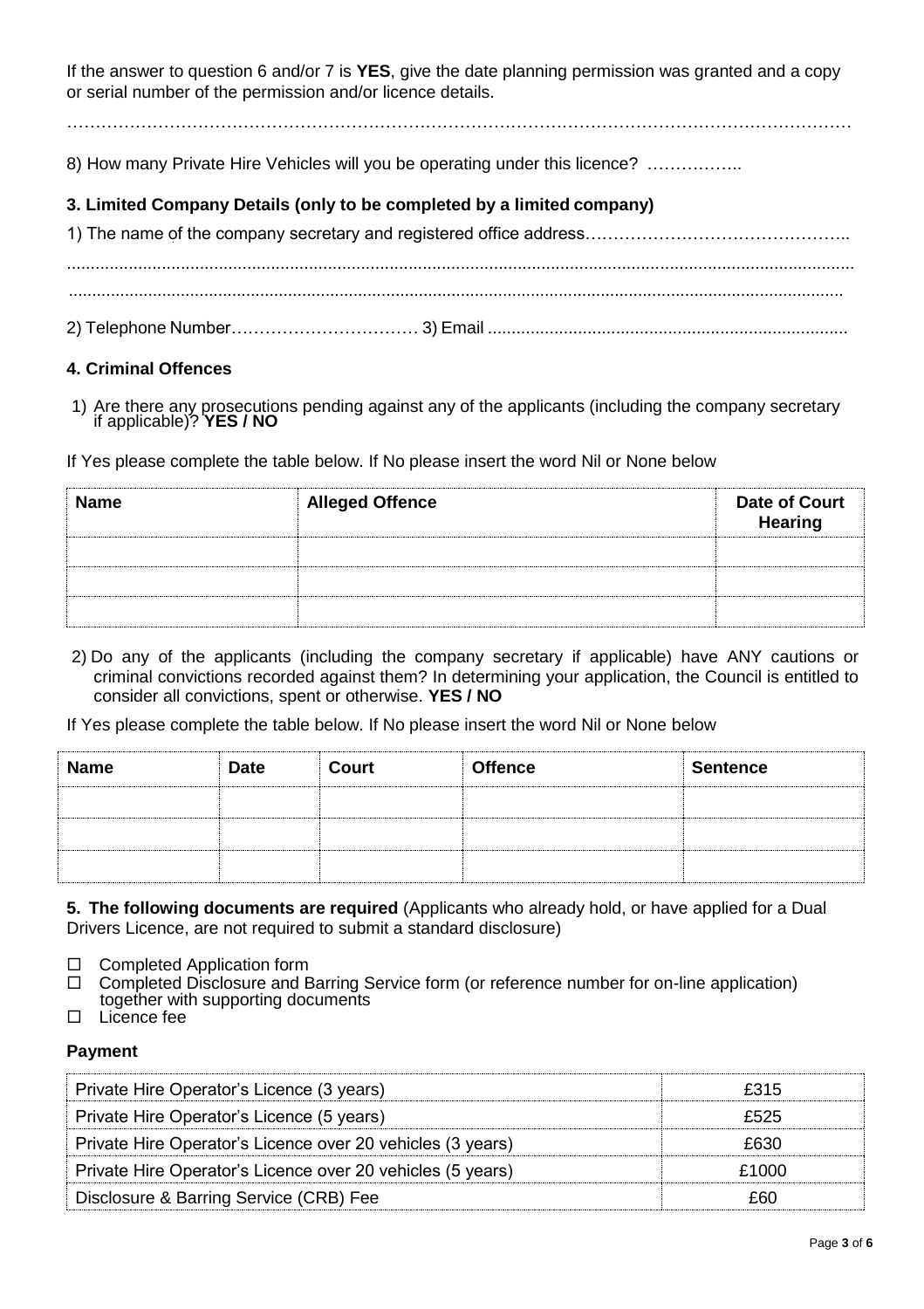If the answer to question 6 and/or 7 is **YES**, give the date planning permission was granted and a copy or serial number of the permission and/or licence details.

………………………………………………………………………………………………………………………

8) How many Private Hire Vehicles will you be operating under this licence? ……………..

### 3. Limited Company Details (only to be completed by a limited company)

1) The name of the company secretary and registered office address………………………………………..

......................................................................................................................................................

......................................................................................................................................................

2) Telephone Number…………………………… 3) Email ...........................................................................

### 4. Criminal Offences

1) Are there any prosecutions pending against any of the applicants (including the company secretary if applicable)? **YES / NO**

If Yes please complete the table below. If No please insert the word Nil or None below

| Name | Alleged Offence | Date of Court Hearing |
|---|---|---|
| | | |
| | | |
| | | |

2) Do any of the applicants (including the company secretary if applicable) have ANY cautions or criminal convictions recorded against them? In determining your application, the Council is entitled to consider all convictions, spent or otherwise. **YES / NO**

If Yes please complete the table below. If No please insert the word Nil or None below

| Name | Date | Court | Offence | Sentence |
|---|---|---|---|---|
| | | | | |
| | | | | |
| | | | | |

**5. The following documents are required** (Applicants who already hold, or have applied for a Dual Drivers Licence, are not required to submit a standard disclosure)

- ☐ Completed Application form
- ☐ Completed Disclosure and Barring Service form (or reference number for on-line application) together with supporting documents
- ☐ Licence fee

### Payment

| | |
|---|---|
| Private Hire Operator's Licence (3 years) | £315 |
| Private Hire Operator's Licence (5 years) | £525 |
| Private Hire Operator's Licence over 20 vehicles (3 years) | £630 |
| Private Hire Operator's Licence over 20 vehicles (5 years) | £1000 |
| Disclosure & Barring Service (CRB) Fee | £60 |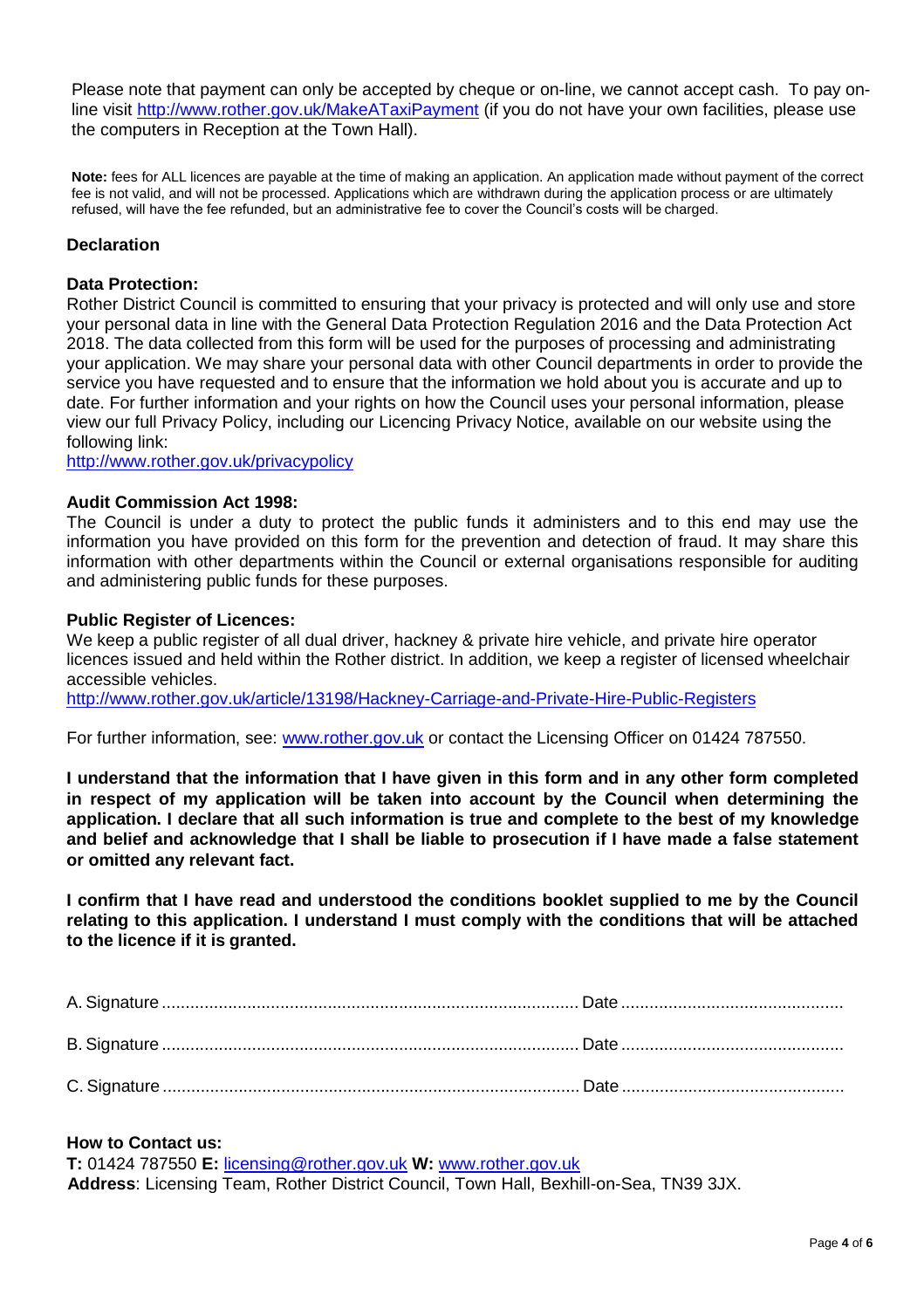Please note that payment can only be accepted by cheque or on-line, we cannot accept cash. To pay on-line visit [http://www.rother.gov.uk/MakeATaxiPayment](http://www.rother.gov.uk/MakeATaxiPayment) (if you do not have your own facilities, please use the computers in Reception at the Town Hall).

**Note:** fees for ALL licences are payable at the time of making an application. An application made without payment of the correct fee is not valid, and will not be processed. Applications which are withdrawn during the application process or are ultimately refused, will have the fee refunded, but an administrative fee to cover the Council's costs will be charged.

## Declaration

### Data Protection:

Rother District Council is committed to ensuring that your privacy is protected and will only use and store your personal data in line with the General Data Protection Regulation 2016 and the Data Protection Act 2018. The data collected from this form will be used for the purposes of processing and administrating your application. We may share your personal data with other Council departments in order to provide the service you have requested and to ensure that the information we hold about you is accurate and up to date. For further information and your rights on how the Council uses your personal information, please view our full Privacy Policy, including our Licencing Privacy Notice, available on our website using the following link:
[http://www.rother.gov.uk/privacypolicy](http://www.rother.gov.uk/privacypolicy)

### Audit Commission Act 1998:

The Council is under a duty to protect the public funds it administers and to this end may use the information you have provided on this form for the prevention and detection of fraud. It may share this information with other departments within the Council or external organisations responsible for auditing and administering public funds for these purposes.

### Public Register of Licences:

We keep a public register of all dual driver, hackney & private hire vehicle, and private hire operator licences issued and held within the Rother district. In addition, we keep a register of licensed wheelchair accessible vehicles.
[http://www.rother.gov.uk/article/13198/Hackney-Carriage-and-Private-Hire-Public-Registers](http://www.rother.gov.uk/article/13198/Hackney-Carriage-and-Private-Hire-Public-Registers)

For further information, see: [www.rother.gov.uk](http://www.rother.gov.uk) or contact the Licensing Officer on 01424 787550.

**I understand that the information that I have given in this form and in any other form completed in respect of my application will be taken into account by the Council when determining the application. I declare that all such information is true and complete to the best of my knowledge and belief and acknowledge that I shall be liable to prosecution if I have made a false statement or omitted any relevant fact.**

**I confirm that I have read and understood the conditions booklet supplied to me by the Council relating to this application. I understand I must comply with the conditions that will be attached to the licence if it is granted.**

A. Signature ........................................................................................ Date ................................................

B. Signature ........................................................................................ Date ................................................

C. Signature ........................................................................................ Date ................................................

### How to Contact us:

**T:** 01424 787550 **E:** [licensing@rother.gov.uk](mailto:licensing@rother.gov.uk) **W:** [www.rother.gov.uk](http://www.rother.gov.uk)
**Address**: Licensing Team, Rother District Council, Town Hall, Bexhill-on-Sea, TN39 3JX.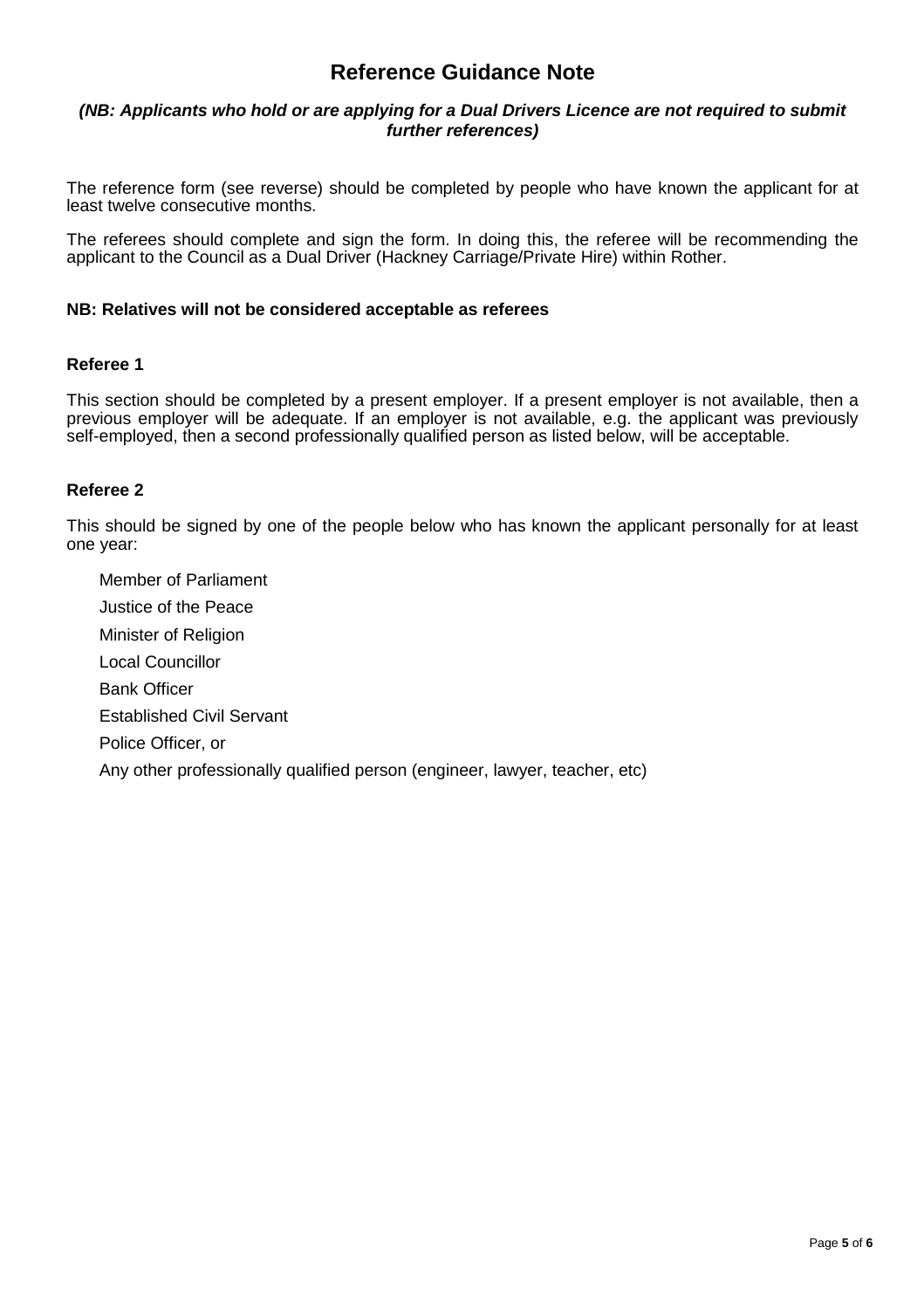# Reference Guidance Note

***(NB: Applicants who hold or are applying for a Dual Drivers Licence are not required to submit further references)***

The reference form (see reverse) should be completed by people who have known the applicant for at least twelve consecutive months.

The referees should complete and sign the form. In doing this, the referee will be recommending the applicant to the Council as a Dual Driver (Hackney Carriage/Private Hire) within Rother.

**NB: Relatives will not be considered acceptable as referees**

### Referee 1

This section should be completed by a present employer. If a present employer is not available, then a previous employer will be adequate. If an employer is not available, e.g. the applicant was previously self-employed, then a second professionally qualified person as listed below, will be acceptable.

### Referee 2

This should be signed by one of the people below who has known the applicant personally for at least one year:

- Member of Parliament
- Justice of the Peace
- Minister of Religion
- Local Councillor
- Bank Officer
- Established Civil Servant
- Police Officer, or
- Any other professionally qualified person (engineer, lawyer, teacher, etc)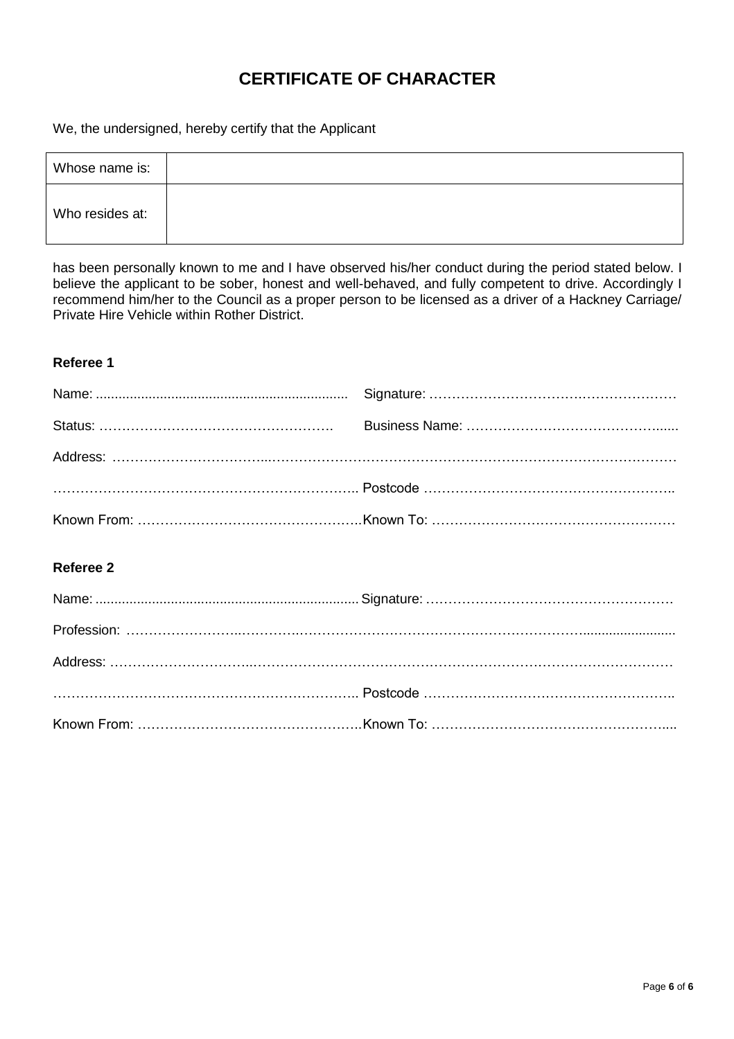# CERTIFICATE OF CHARACTER

We, the undersigned, hereby certify that the Applicant

| | |
|---|---|
| Whose name is: | |
| Who resides at: | |

has been personally known to me and I have observed his/her conduct during the period stated below. I believe the applicant to be sober, honest and well-behaved, and fully competent to drive. Accordingly I recommend him/her to the Council as a proper person to be licensed as a driver of a Hackney Carriage/ Private Hire Vehicle within Rother District.

**Referee 1**

Name: .................................................................... Signature: …………………………….………………

Status: ……………………………………………. Business Name: ……………………………………......

Address: …………………………...……………………………………….……………………….……………

…………………………………………………………….. Postcode ……………………………………………..

Known From: ………………………………………….Known To: ……………………………………………

**Referee 2**

Name: ......................................................................Signature: ………………………………………………

Profession: ……………………..………..………………………………….………….………..........................

Address: …………….…………..……….…………….…………….…………….…………….…………….……

…………………………………………………………….. Postcode ……………………………………………..

Known From: ………………………………………….Known To: ……………………………………………....